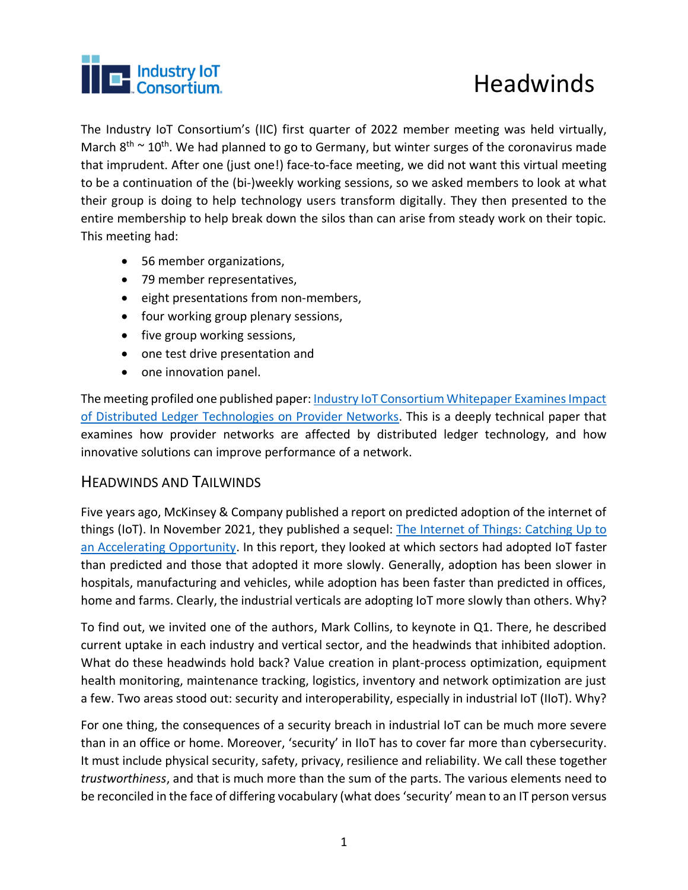# Headwinds

The Industry IoT Consortium's (IIC) first quarter of 2022 member meeting was held virtually, March 8th ~ 10th. We had planned to go to Germany, but winter surges of the coronavirus made that imprudent. After one (just one!) face-to-face meeting, we did not want this virtual meeting to be a continuation of the (bi-)weekly working sessions, so we asked members to look at what their group is doing to help technology users transform digitally. They then presented to the entire membership to help break down the silos than can arise from steady work on their topic. This meeting had:

- 56 member organizations,
- 79 member representatives,
- eight presentations from non-members,
- four working group plenary sessions,
- five group working sessions,
- one test drive presentation and
- one innovation panel.

The meeting profiled one published paper: [Industry IoT Consortium Whitepaper Examines Impact of Distributed Ledger Technologies on Provider Networks](). This is a deeply technical paper that examines how provider networks are affected by distributed ledger technology, and how innovative solutions can improve performance of a network.

## Headwinds and Tailwinds

Five years ago, McKinsey & Company published a report on predicted adoption of the internet of things (IoT). In November 2021, they published a sequel: [The Internet of Things: Catching Up to an Accelerating Opportunity](). In this report, they looked at which sectors had adopted IoT faster than predicted and those that adopted it more slowly. Generally, adoption has been slower in hospitals, manufacturing and vehicles, while adoption has been faster than predicted in offices, home and farms. Clearly, the industrial verticals are adopting IoT more slowly than others. Why?

To find out, we invited one of the authors, Mark Collins, to keynote in Q1. There, he described current uptake in each industry and vertical sector, and the headwinds that inhibited adoption. What do these headwinds hold back? Value creation in plant-process optimization, equipment health monitoring, maintenance tracking, logistics, inventory and network optimization are just a few. Two areas stood out: security and interoperability, especially in industrial IoT (IIoT). Why?

For one thing, the consequences of a security breach in industrial IoT can be much more severe than in an office or home. Moreover, 'security' in IIoT has to cover far more than cybersecurity. It must include physical security, safety, privacy, resilience and reliability. We call these together *trustworthiness*, and that is much more than the sum of the parts. The various elements need to be reconciled in the face of differing vocabulary (what does 'security' mean to an IT person versus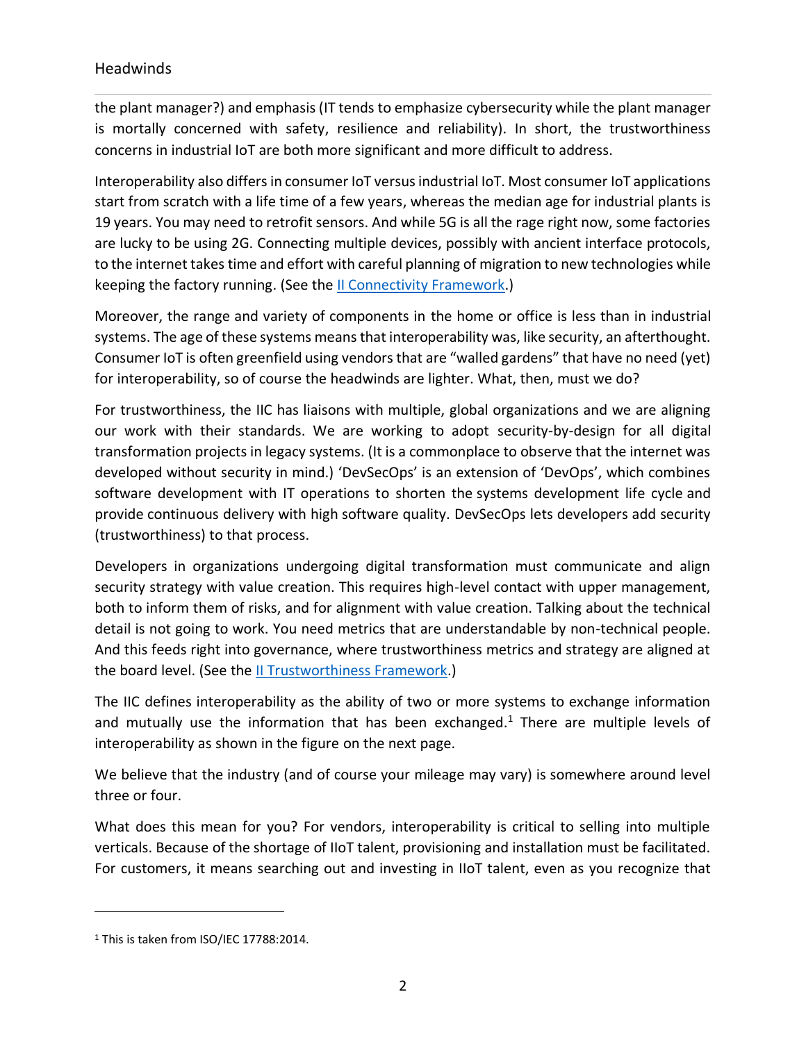the plant manager?) and emphasis (IT tends to emphasize cybersecurity while the plant manager is mortally concerned with safety, resilience and reliability). In short, the trustworthiness concerns in industrial IoT are both more significant and more difficult to address.

Interoperability also differs in consumer IoT versus industrial IoT. Most consumer IoT applications start from scratch with a life time of a few years, whereas the median age for industrial plants is 19 years. You may need to retrofit sensors. And while 5G is all the rage right now, some factories are lucky to be using 2G. Connecting multiple devices, possibly with ancient interface protocols, to the internet takes time and effort with careful planning of migration to new technologies while keeping the factory running. (See the II Connectivity Framework.)

Moreover, the range and variety of components in the home or office is less than in industrial systems. The age of these systems means that interoperability was, like security, an afterthought. Consumer IoT is often greenfield using vendors that are "walled gardens" that have no need (yet) for interoperability, so of course the headwinds are lighter. What, then, must we do?

For trustworthiness, the IIC has liaisons with multiple, global organizations and we are aligning our work with their standards. We are working to adopt security-by-design for all digital transformation projects in legacy systems. (It is a commonplace to observe that the internet was developed without security in mind.) 'DevSecOps' is an extension of 'DevOps', which combines software development with IT operations to shorten the systems development life cycle and provide continuous delivery with high software quality. DevSecOps lets developers add security (trustworthiness) to that process.

Developers in organizations undergoing digital transformation must communicate and align security strategy with value creation. This requires high-level contact with upper management, both to inform them of risks, and for alignment with value creation. Talking about the technical detail is not going to work. You need metrics that are understandable by non-technical people. And this feeds right into governance, where trustworthiness metrics and strategy are aligned at the board level. (See the II Trustworthiness Framework.)

The IIC defines interoperability as the ability of two or more systems to exchange information and mutually use the information that has been exchanged.[1] There are multiple levels of interoperability as shown in the figure on the next page.

We believe that the industry (and of course your mileage may vary) is somewhere around level three or four.

What does this mean for you? For vendors, interoperability is critical to selling into multiple verticals. Because of the shortage of IIoT talent, provisioning and installation must be facilitated. For customers, it means searching out and investing in IIoT talent, even as you recognize that

[1] This is taken from ISO/IEC 17788:2014.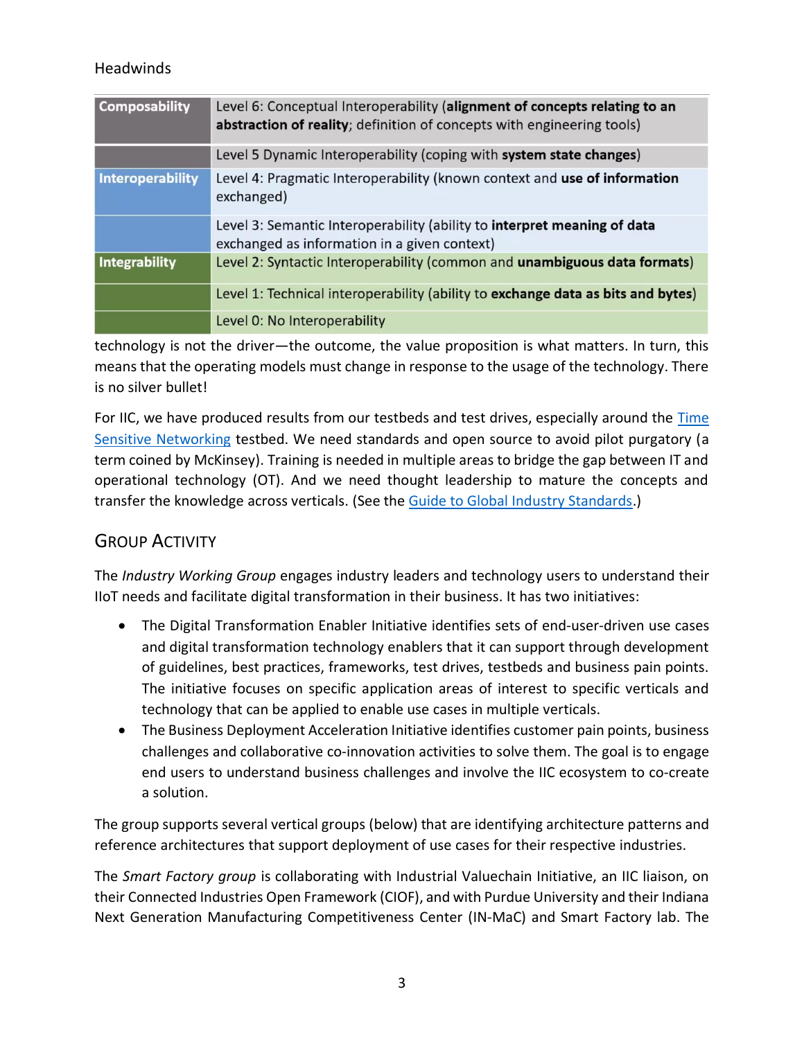Headwinds

| | |
|---|---|
| **Composability** | Level 6: Conceptual Interoperability (**alignment of concepts relating to an abstraction of reality**; definition of concepts with engineering tools) |
| | Level 5 Dynamic Interoperability (coping with **system state changes**) |
| **Interoperability** | Level 4: Pragmatic Interoperability (known context and **use of information** exchanged) |
| | Level 3: Semantic Interoperability (ability to **interpret meaning of data** exchanged as information in a given context) |
| **Integrability** | Level 2: Syntactic Interoperability (common and **unambiguous data formats**) |
| | Level 1: Technical interoperability (ability to **exchange data as bits and bytes**) |
| | Level 0: No Interoperability |

technology is not the driver—the outcome, the value proposition is what matters. In turn, this means that the operating models must change in response to the usage of the technology. There is no silver bullet!

For IIC, we have produced results from our testbeds and test drives, especially around the Time Sensitive Networking testbed. We need standards and open source to avoid pilot purgatory (a term coined by McKinsey). Training is needed in multiple areas to bridge the gap between IT and operational technology (OT). And we need thought leadership to mature the concepts and transfer the knowledge across verticals. (See the Guide to Global Industry Standards.)

## Group Activity

The *Industry Working Group* engages industry leaders and technology users to understand their IIoT needs and facilitate digital transformation in their business. It has two initiatives:

- The Digital Transformation Enabler Initiative identifies sets of end-user-driven use cases and digital transformation technology enablers that it can support through development of guidelines, best practices, frameworks, test drives, testbeds and business pain points. The initiative focuses on specific application areas of interest to specific verticals and technology that can be applied to enable use cases in multiple verticals.
- The Business Deployment Acceleration Initiative identifies customer pain points, business challenges and collaborative co-innovation activities to solve them. The goal is to engage end users to understand business challenges and involve the IIC ecosystem to co-create a solution.

The group supports several vertical groups (below) that are identifying architecture patterns and reference architectures that support deployment of use cases for their respective industries.

The *Smart Factory group* is collaborating with Industrial Valuechain Initiative, an IIC liaison, on their Connected Industries Open Framework (CIOF), and with Purdue University and their Indiana Next Generation Manufacturing Competitiveness Center (IN-MaC) and Smart Factory lab. The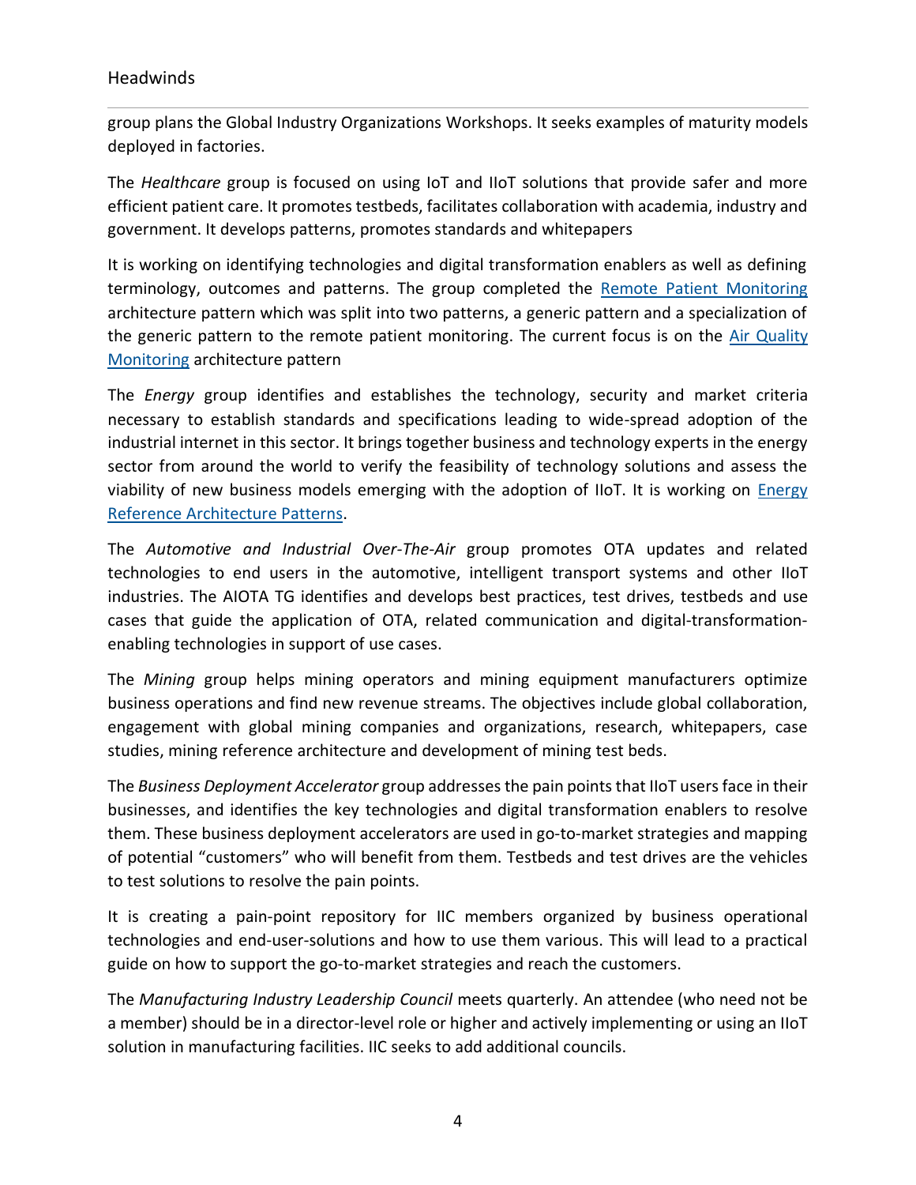group plans the Global Industry Organizations Workshops. It seeks examples of maturity models deployed in factories.

The *Healthcare* group is focused on using IoT and IIoT solutions that provide safer and more efficient patient care. It promotes testbeds, facilitates collaboration with academia, industry and government. It develops patterns, promotes standards and whitepapers

It is working on identifying technologies and digital transformation enablers as well as defining terminology, outcomes and patterns. The group completed the Remote Patient Monitoring architecture pattern which was split into two patterns, a generic pattern and a specialization of the generic pattern to the remote patient monitoring. The current focus is on the Air Quality Monitoring architecture pattern

The *Energy* group identifies and establishes the technology, security and market criteria necessary to establish standards and specifications leading to wide-spread adoption of the industrial internet in this sector. It brings together business and technology experts in the energy sector from around the world to verify the feasibility of technology solutions and assess the viability of new business models emerging with the adoption of IIoT. It is working on Energy Reference Architecture Patterns.

The *Automotive and Industrial Over-The-Air* group promotes OTA updates and related technologies to end users in the automotive, intelligent transport systems and other IIoT industries. The AIOTA TG identifies and develops best practices, test drives, testbeds and use cases that guide the application of OTA, related communication and digital-transformation-enabling technologies in support of use cases.

The *Mining* group helps mining operators and mining equipment manufacturers optimize business operations and find new revenue streams. The objectives include global collaboration, engagement with global mining companies and organizations, research, whitepapers, case studies, mining reference architecture and development of mining test beds.

The *Business Deployment Accelerator* group addresses the pain points that IIoT users face in their businesses, and identifies the key technologies and digital transformation enablers to resolve them. These business deployment accelerators are used in go-to-market strategies and mapping of potential "customers" who will benefit from them. Testbeds and test drives are the vehicles to test solutions to resolve the pain points.

It is creating a pain-point repository for IIC members organized by business operational technologies and end-user-solutions and how to use them various. This will lead to a practical guide on how to support the go-to-market strategies and reach the customers.

The *Manufacturing Industry Leadership Council* meets quarterly. An attendee (who need not be a member) should be in a director-level role or higher and actively implementing or using an IIoT solution in manufacturing facilities. IIC seeks to add additional councils.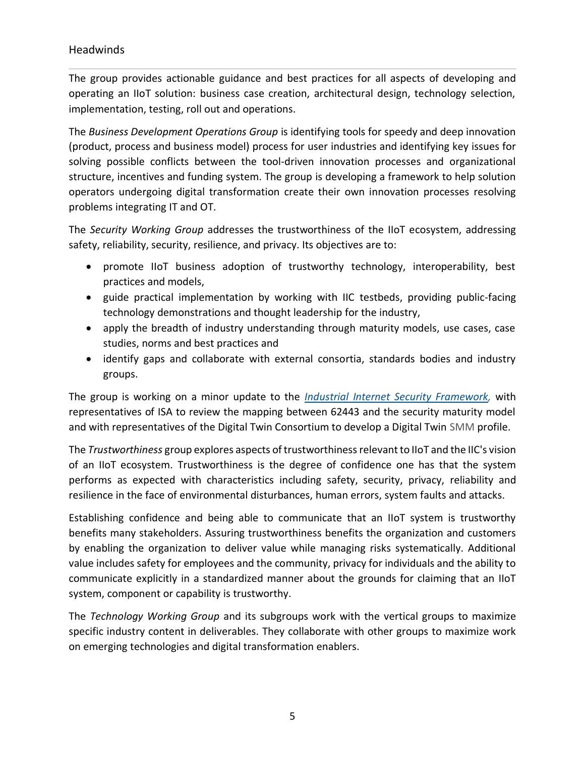## Headwinds

The group provides actionable guidance and best practices for all aspects of developing and operating an IIoT solution: business case creation, architectural design, technology selection, implementation, testing, roll out and operations.

The *Business Development Operations Group* is identifying tools for speedy and deep innovation (product, process and business model) process for user industries and identifying key issues for solving possible conflicts between the tool-driven innovation processes and organizational structure, incentives and funding system. The group is developing a framework to help solution operators undergoing digital transformation create their own innovation processes resolving problems integrating IT and OT.

The *Security Working Group* addresses the trustworthiness of the IIoT ecosystem, addressing safety, reliability, security, resilience, and privacy. Its objectives are to:

- promote IIoT business adoption of trustworthy technology, interoperability, best practices and models,
- guide practical implementation by working with IIC testbeds, providing public-facing technology demonstrations and thought leadership for the industry,
- apply the breadth of industry understanding through maturity models, use cases, case studies, norms and best practices and
- identify gaps and collaborate with external consortia, standards bodies and industry groups.

The group is working on a minor update to the [*Industrial Internet Security Framework*](), with representatives of ISA to review the mapping between 62443 and the security maturity model and with representatives of the Digital Twin Consortium to develop a Digital Twin SMM profile.

The *Trustworthiness* group explores aspects of trustworthiness relevant to IIoT and the IIC's vision of an IIoT ecosystem. Trustworthiness is the degree of confidence one has that the system performs as expected with characteristics including safety, security, privacy, reliability and resilience in the face of environmental disturbances, human errors, system faults and attacks.

Establishing confidence and being able to communicate that an IIoT system is trustworthy benefits many stakeholders. Assuring trustworthiness benefits the organization and customers by enabling the organization to deliver value while managing risks systematically. Additional value includes safety for employees and the community, privacy for individuals and the ability to communicate explicitly in a standardized manner about the grounds for claiming that an IIoT system, component or capability is trustworthy.

The *Technology Working Group* and its subgroups work with the vertical groups to maximize specific industry content in deliverables. They collaborate with other groups to maximize work on emerging technologies and digital transformation enablers.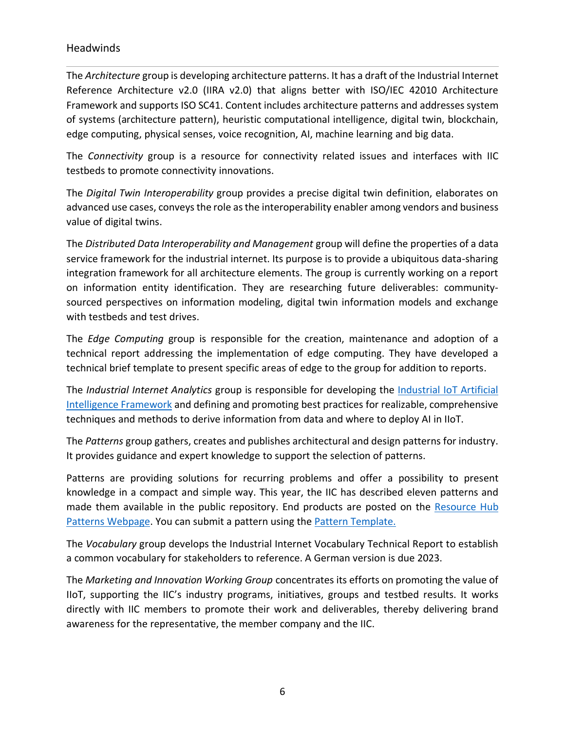## Headwinds

The *Architecture* group is developing architecture patterns. It has a draft of the Industrial Internet Reference Architecture v2.0 (IIRA v2.0) that aligns better with ISO/IEC 42010 Architecture Framework and supports ISO SC41. Content includes architecture patterns and addresses system of systems (architecture pattern), heuristic computational intelligence, digital twin, blockchain, edge computing, physical senses, voice recognition, AI, machine learning and big data.

The *Connectivity* group is a resource for connectivity related issues and interfaces with IIC testbeds to promote connectivity innovations.

The *Digital Twin Interoperability* group provides a precise digital twin definition, elaborates on advanced use cases, conveys the role as the interoperability enabler among vendors and business value of digital twins.

The *Distributed Data Interoperability and Management* group will define the properties of a data service framework for the industrial internet. Its purpose is to provide a ubiquitous data-sharing integration framework for all architecture elements. The group is currently working on a report on information entity identification. They are researching future deliverables: community-sourced perspectives on information modeling, digital twin information models and exchange with testbeds and test drives.

The *Edge Computing* group is responsible for the creation, maintenance and adoption of a technical report addressing the implementation of edge computing. They have developed a technical brief template to present specific areas of edge to the group for addition to reports.

The *Industrial Internet Analytics* group is responsible for developing the Industrial IoT Artificial Intelligence Framework and defining and promoting best practices for realizable, comprehensive techniques and methods to derive information from data and where to deploy AI in IIoT.

The *Patterns* group gathers, creates and publishes architectural and design patterns for industry. It provides guidance and expert knowledge to support the selection of patterns.

Patterns are providing solutions for recurring problems and offer a possibility to present knowledge in a compact and simple way. This year, the IIC has described eleven patterns and made them available in the public repository. End products are posted on the Resource Hub Patterns Webpage. You can submit a pattern using the Pattern Template.

The *Vocabulary* group develops the Industrial Internet Vocabulary Technical Report to establish a common vocabulary for stakeholders to reference. A German version is due 2023.

The *Marketing and Innovation Working Group* concentrates its efforts on promoting the value of IIoT, supporting the IIC's industry programs, initiatives, groups and testbed results. It works directly with IIC members to promote their work and deliverables, thereby delivering brand awareness for the representative, the member company and the IIC.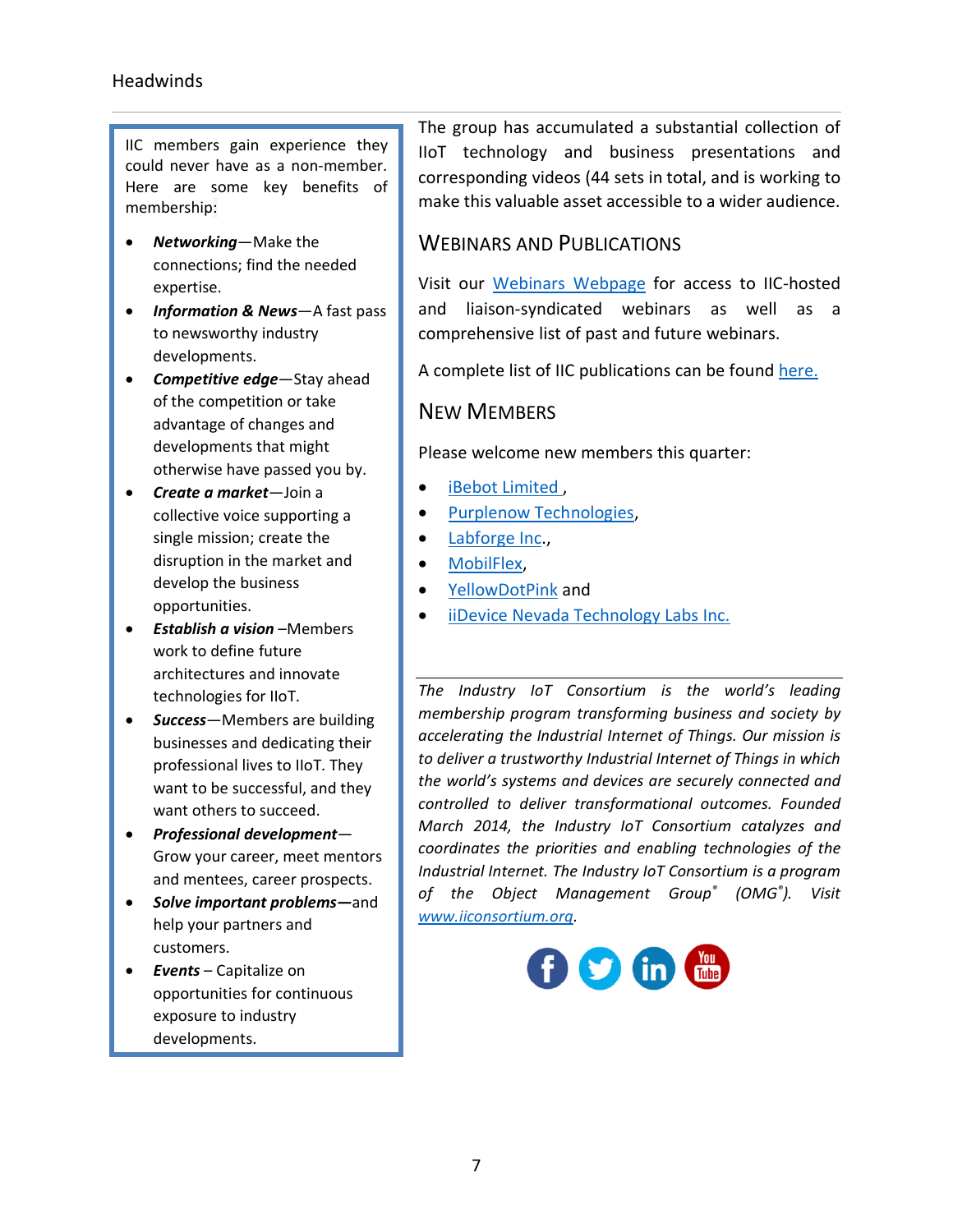IIC members gain experience they could never have as a non-member. Here are some key benefits of membership:

- ***Networking***—Make the connections; find the needed expertise.
- ***Information & News***—A fast pass to newsworthy industry developments.
- ***Competitive edge***—Stay ahead of the competition or take advantage of changes and developments that might otherwise have passed you by.
- ***Create a market***—Join a collective voice supporting a single mission; create the disruption in the market and develop the business opportunities.
- ***Establish a vision*** –Members work to define future architectures and innovate technologies for IIoT.
- ***Success***—Members are building businesses and dedicating their professional lives to IIoT. They want to be successful, and they want others to succeed.
- ***Professional development***—Grow your career, meet mentors and mentees, career prospects.
- ***Solve important problems*****—**and help your partners and customers.
- ***Events*** – Capitalize on opportunities for continuous exposure to industry developments.

The group has accumulated a substantial collection of IIoT technology and business presentations and corresponding videos (44 sets in total, and is working to make this valuable asset accessible to a wider audience.

## Webinars and Publications

Visit our Webinars Webpage for access to IIC-hosted and liaison-syndicated webinars as well as a comprehensive list of past and future webinars.

A complete list of IIC publications can be found here.

## New Members

Please welcome new members this quarter:

- iBebot Limited ,
- Purplenow Technologies,
- Labforge Inc.,
- MobilFlex,
- YellowDotPink and
- iiDevice Nevada Technology Labs Inc.

---

*The Industry IoT Consortium is the world's leading membership program transforming business and society by accelerating the Industrial Internet of Things. Our mission is to deliver a trustworthy Industrial Internet of Things in which the world's systems and devices are securely connected and controlled to deliver transformational outcomes. Founded March 2014, the Industry IoT Consortium catalyzes and coordinates the priorities and enabling technologies of the Industrial Internet. The Industry IoT Consortium is a program of the Object Management Group® (OMG®). Visit www.iiconsortium.org.*